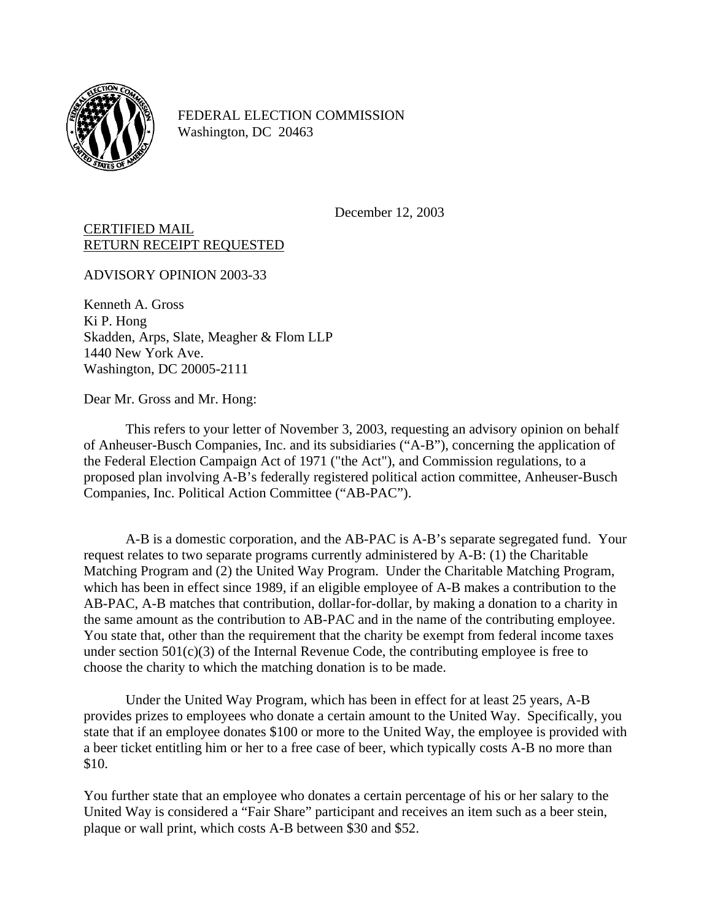FEDERAL ELECTION COMMISSION
Washington, DC 20463

December 12, 2003

CERTIFIED MAIL
RETURN RECEIPT REQUESTED

ADVISORY OPINION 2003-33

Kenneth A. Gross
Ki P. Hong
Skadden, Arps, Slate, Meagher & Flom LLP
1440 New York Ave.
Washington, DC 20005-2111

Dear Mr. Gross and Mr. Hong:

This refers to your letter of November 3, 2003, requesting an advisory opinion on behalf of Anheuser-Busch Companies, Inc. and its subsidiaries ("A-B"), concerning the application of the Federal Election Campaign Act of 1971 ("the Act"), and Commission regulations, to a proposed plan involving A-B's federally registered political action committee, Anheuser-Busch Companies, Inc. Political Action Committee ("AB-PAC").

A-B is a domestic corporation, and the AB-PAC is A-B's separate segregated fund. Your request relates to two separate programs currently administered by A-B: (1) the Charitable Matching Program and (2) the United Way Program. Under the Charitable Matching Program, which has been in effect since 1989, if an eligible employee of A-B makes a contribution to the AB-PAC, A-B matches that contribution, dollar-for-dollar, by making a donation to a charity in the same amount as the contribution to AB-PAC and in the name of the contributing employee. You state that, other than the requirement that the charity be exempt from federal income taxes under section 501(c)(3) of the Internal Revenue Code, the contributing employee is free to choose the charity to which the matching donation is to be made.

Under the United Way Program, which has been in effect for at least 25 years, A-B provides prizes to employees who donate a certain amount to the United Way. Specifically, you state that if an employee donates $100 or more to the United Way, the employee is provided with a beer ticket entitling him or her to a free case of beer, which typically costs A-B no more than $10.

You further state that an employee who donates a certain percentage of his or her salary to the United Way is considered a "Fair Share" participant and receives an item such as a beer stein, plaque or wall print, which costs A-B between $30 and $52.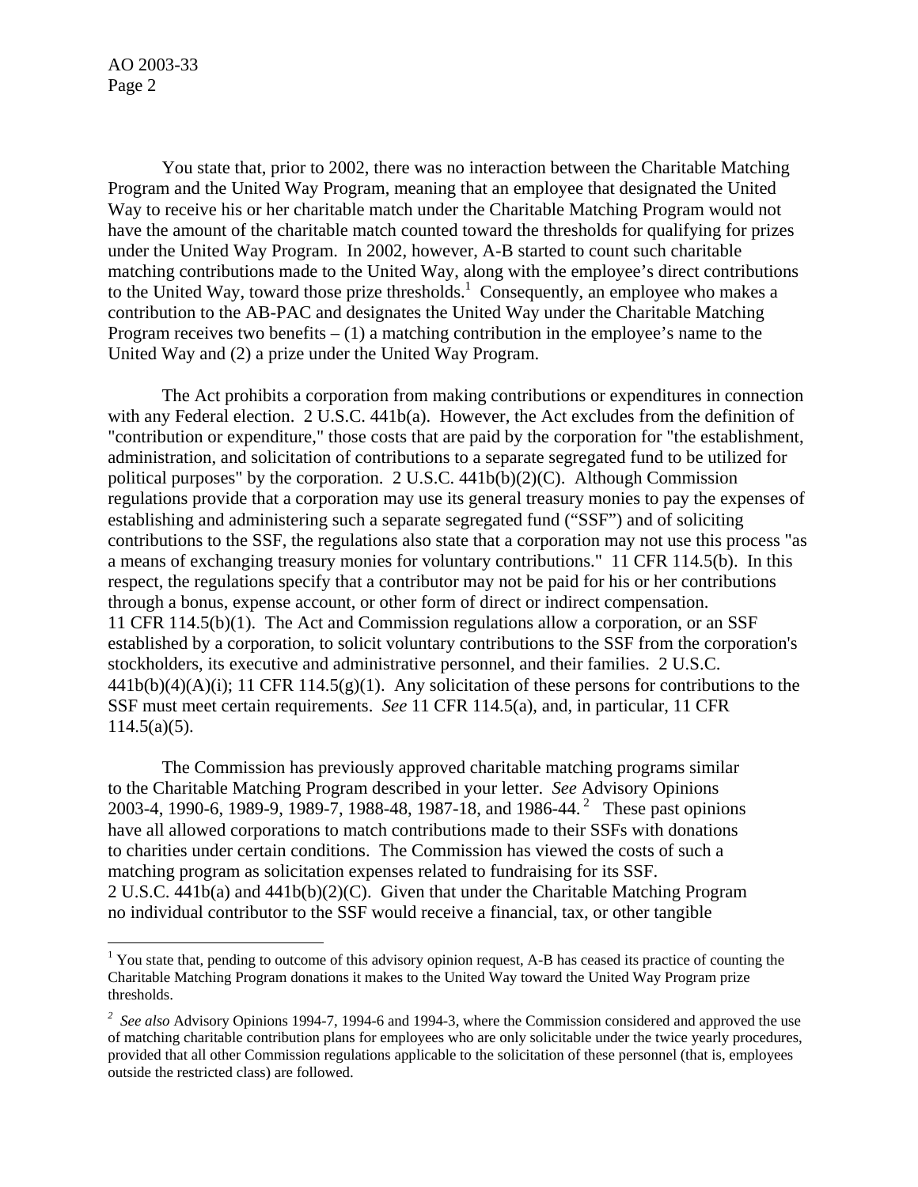You state that, prior to 2002, there was no interaction between the Charitable Matching Program and the United Way Program, meaning that an employee that designated the United Way to receive his or her charitable match under the Charitable Matching Program would not have the amount of the charitable match counted toward the thresholds for qualifying for prizes under the United Way Program. In 2002, however, A-B started to count such charitable matching contributions made to the United Way, along with the employee's direct contributions to the United Way, toward those prize thresholds.[1] Consequently, an employee who makes a contribution to the AB-PAC and designates the United Way under the Charitable Matching Program receives two benefits – (1) a matching contribution in the employee's name to the United Way and (2) a prize under the United Way Program.

The Act prohibits a corporation from making contributions or expenditures in connection with any Federal election. 2 U.S.C. 441b(a). However, the Act excludes from the definition of "contribution or expenditure," those costs that are paid by the corporation for "the establishment, administration, and solicitation of contributions to a separate segregated fund to be utilized for political purposes" by the corporation. 2 U.S.C. 441b(b)(2)(C). Although Commission regulations provide that a corporation may use its general treasury monies to pay the expenses of establishing and administering such a separate segregated fund ("SSF") and of soliciting contributions to the SSF, the regulations also state that a corporation may not use this process "as a means of exchanging treasury monies for voluntary contributions." 11 CFR 114.5(b). In this respect, the regulations specify that a contributor may not be paid for his or her contributions through a bonus, expense account, or other form of direct or indirect compensation. 11 CFR 114.5(b)(1). The Act and Commission regulations allow a corporation, or an SSF established by a corporation, to solicit voluntary contributions to the SSF from the corporation's stockholders, its executive and administrative personnel, and their families. 2 U.S.C. 441b(b)(4)(A)(i); 11 CFR 114.5(g)(1). Any solicitation of these persons for contributions to the SSF must meet certain requirements. *See* 11 CFR 114.5(a), and, in particular, 11 CFR 114.5(a)(5).

The Commission has previously approved charitable matching programs similar to the Charitable Matching Program described in your letter. *See* Advisory Opinions 2003-4, 1990-6, 1989-9, 1989-7, 1988-48, 1987-18, and 1986-44.[2] These past opinions have all allowed corporations to match contributions made to their SSFs with donations to charities under certain conditions. The Commission has viewed the costs of such a matching program as solicitation expenses related to fundraising for its SSF. 2 U.S.C. 441b(a) and 441b(b)(2)(C). Given that under the Charitable Matching Program no individual contributor to the SSF would receive a financial, tax, or other tangible

---

[1] You state that, pending to outcome of this advisory opinion request, A-B has ceased its practice of counting the Charitable Matching Program donations it makes to the United Way toward the United Way Program prize thresholds.

[2] *See also* Advisory Opinions 1994-7, 1994-6 and 1994-3, where the Commission considered and approved the use of matching charitable contribution plans for employees who are only solicitable under the twice yearly procedures, provided that all other Commission regulations applicable to the solicitation of these personnel (that is, employees outside the restricted class) are followed.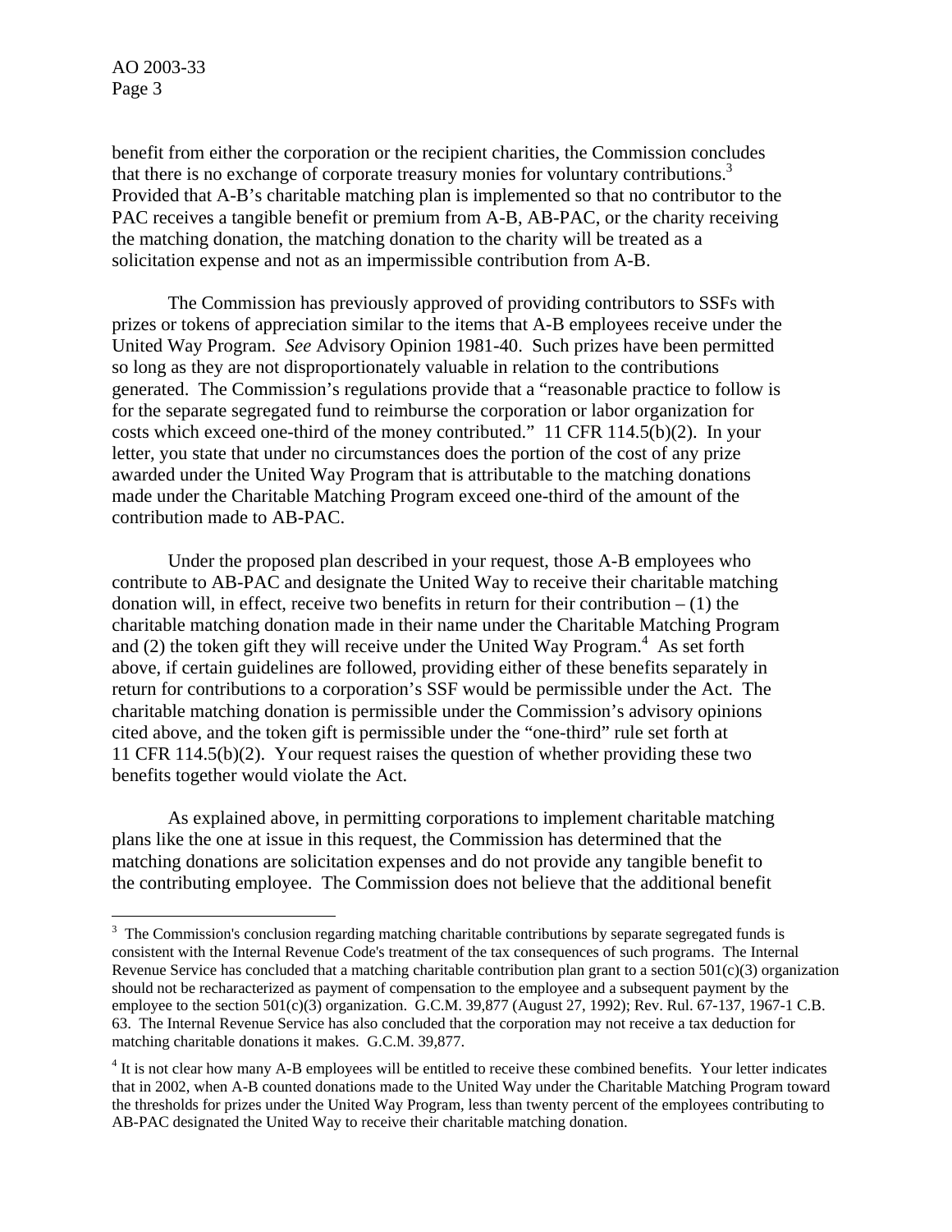benefit from either the corporation or the recipient charities, the Commission concludes that there is no exchange of corporate treasury monies for voluntary contributions.[3] Provided that A-B's charitable matching plan is implemented so that no contributor to the PAC receives a tangible benefit or premium from A-B, AB-PAC, or the charity receiving the matching donation, the matching donation to the charity will be treated as a solicitation expense and not as an impermissible contribution from A-B.

The Commission has previously approved of providing contributors to SSFs with prizes or tokens of appreciation similar to the items that A-B employees receive under the United Way Program. *See* Advisory Opinion 1981-40. Such prizes have been permitted so long as they are not disproportionately valuable in relation to the contributions generated. The Commission's regulations provide that a "reasonable practice to follow is for the separate segregated fund to reimburse the corporation or labor organization for costs which exceed one-third of the money contributed." 11 CFR 114.5(b)(2). In your letter, you state that under no circumstances does the portion of the cost of any prize awarded under the United Way Program that is attributable to the matching donations made under the Charitable Matching Program exceed one-third of the amount of the contribution made to AB-PAC.

Under the proposed plan described in your request, those A-B employees who contribute to AB-PAC and designate the United Way to receive their charitable matching donation will, in effect, receive two benefits in return for their contribution – (1) the charitable matching donation made in their name under the Charitable Matching Program and (2) the token gift they will receive under the United Way Program.[4] As set forth above, if certain guidelines are followed, providing either of these benefits separately in return for contributions to a corporation's SSF would be permissible under the Act. The charitable matching donation is permissible under the Commission's advisory opinions cited above, and the token gift is permissible under the "one-third" rule set forth at 11 CFR 114.5(b)(2). Your request raises the question of whether providing these two benefits together would violate the Act.

As explained above, in permitting corporations to implement charitable matching plans like the one at issue in this request, the Commission has determined that the matching donations are solicitation expenses and do not provide any tangible benefit to the contributing employee. The Commission does not believe that the additional benefit

---

[3] The Commission's conclusion regarding matching charitable contributions by separate segregated funds is consistent with the Internal Revenue Code's treatment of the tax consequences of such programs. The Internal Revenue Service has concluded that a matching charitable contribution plan grant to a section 501(c)(3) organization should not be recharacterized as payment of compensation to the employee and a subsequent payment by the employee to the section 501(c)(3) organization. G.C.M. 39,877 (August 27, 1992); Rev. Rul. 67-137, 1967-1 C.B. 63. The Internal Revenue Service has also concluded that the corporation may not receive a tax deduction for matching charitable donations it makes. G.C.M. 39,877.

[4] It is not clear how many A-B employees will be entitled to receive these combined benefits. Your letter indicates that in 2002, when A-B counted donations made to the United Way under the Charitable Matching Program toward the thresholds for prizes under the United Way Program, less than twenty percent of the employees contributing to AB-PAC designated the United Way to receive their charitable matching donation.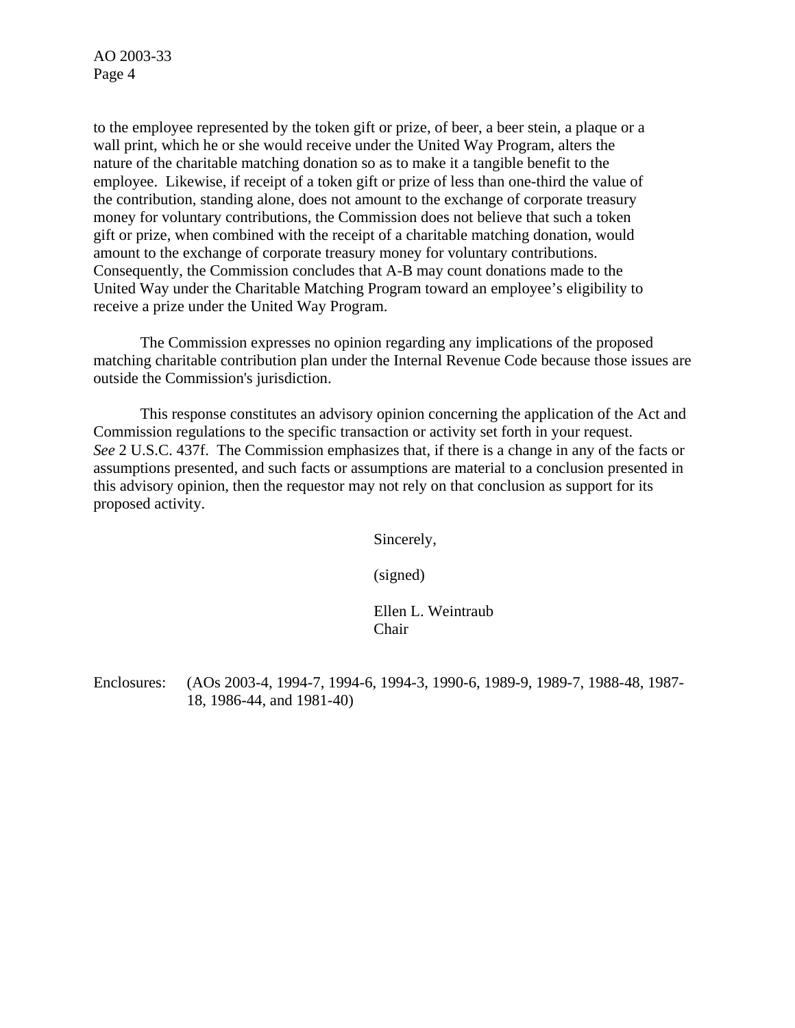to the employee represented by the token gift or prize, of beer, a beer stein, a plaque or a wall print, which he or she would receive under the United Way Program, alters the nature of the charitable matching donation so as to make it a tangible benefit to the employee. Likewise, if receipt of a token gift or prize of less than one-third the value of the contribution, standing alone, does not amount to the exchange of corporate treasury money for voluntary contributions, the Commission does not believe that such a token gift or prize, when combined with the receipt of a charitable matching donation, would amount to the exchange of corporate treasury money for voluntary contributions. Consequently, the Commission concludes that A-B may count donations made to the United Way under the Charitable Matching Program toward an employee's eligibility to receive a prize under the United Way Program.

The Commission expresses no opinion regarding any implications of the proposed matching charitable contribution plan under the Internal Revenue Code because those issues are outside the Commission's jurisdiction.

This response constitutes an advisory opinion concerning the application of the Act and Commission regulations to the specific transaction or activity set forth in your request. *See* 2 U.S.C. 437f. The Commission emphasizes that, if there is a change in any of the facts or assumptions presented, and such facts or assumptions are material to a conclusion presented in this advisory opinion, then the requestor may not rely on that conclusion as support for its proposed activity.

Sincerely,

(signed)

Ellen L. Weintraub
Chair

Enclosures: (AOs 2003-4, 1994-7, 1994-6, 1994-3, 1990-6, 1989-9, 1989-7, 1988-48, 1987-18, 1986-44, and 1981-40)